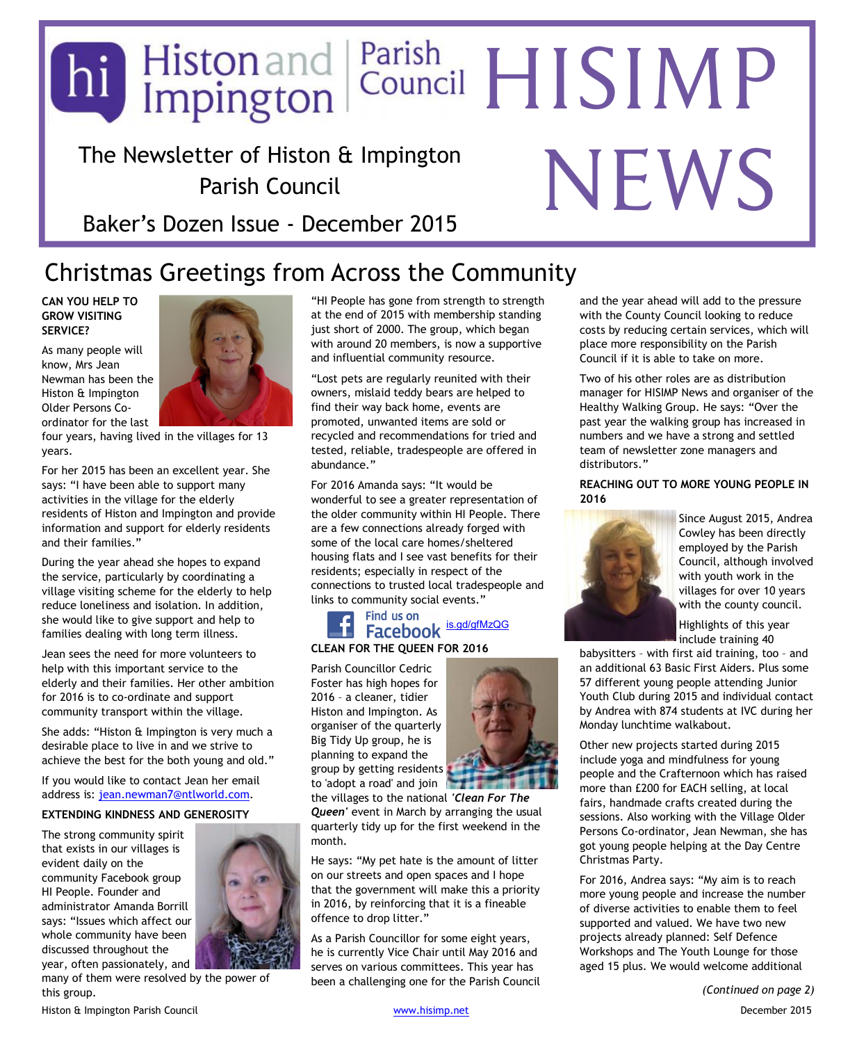# Histon and Impington Parish Council HISIMP NEWS

The Newsletter of Histon & Impington Parish Council

Baker's Dozen Issue - December 2015

## Christmas Greetings from Across the Community

**CAN YOU HELP TO GROW VISITING SERVICE?**

As many people will know, Mrs Jean Newman has been the Histon & Impington Older Persons Co-ordinator for the last four years, having lived in the villages for 13 years.

For her 2015 has been an excellent year. She says: "I have been able to support many activities in the village for the elderly residents of Histon and Impington and provide information and support for elderly residents and their families."

During the year ahead she hopes to expand the service, particularly by coordinating a village visiting scheme for the elderly to help reduce loneliness and isolation. In addition, she would like to give support and help to families dealing with long term illness.

Jean sees the need for more volunteers to help with this important service to the elderly and their families. Her other ambition for 2016 is to co-ordinate and support community transport within the village.

She adds: "Histon & Impington is very much a desirable place to live in and we strive to achieve the best for the both young and old."

If you would like to contact Jean her email address is: jean.newman7@ntlworld.com.

**EXTENDING KINDNESS AND GENEROSITY**

The strong community spirit that exists in our villages is evident daily on the community Facebook group HI People. Founder and administrator Amanda Borrill says: "Issues which affect our whole community have been discussed throughout the year, often passionately, and many of them were resolved by the power of this group.

"HI People has gone from strength to strength at the end of 2015 with membership standing just short of 2000. The group, which began with around 20 members, is now a supportive and influential community resource.

"Lost pets are regularly reunited with their owners, mislaid teddy bears are helped to find their way back home, events are promoted, unwanted items are sold or recycled and recommendations for tried and tested, reliable, tradespeople are offered in abundance."

For 2016 Amanda says: "It would be wonderful to see a greater representation of the older community within HI People. There are a few connections already forged with some of the local care homes/sheltered housing flats and I see vast benefits for their residents; especially in respect of the connections to trusted local tradespeople and links to community social events."

Find us on Facebook is.gd/gfMzQG

**CLEAN FOR THE QUEEN FOR 2016**

Parish Councillor Cedric Foster has high hopes for 2016 – a cleaner, tidier Histon and Impington. As organiser of the quarterly Big Tidy Up group, he is planning to expand the group by getting residents to 'adopt a road' and join the villages to the national ***'Clean For The Queen'*** event in March by arranging the usual quarterly tidy up for the first weekend in the month.

He says: "My pet hate is the amount of litter on our streets and open spaces and I hope that the government will make this a priority in 2016, by reinforcing that it is a fineable offence to drop litter."

As a Parish Councillor for some eight years, he is currently Vice Chair until May 2016 and serves on various committees. This year has been a challenging one for the Parish Council and the year ahead will add to the pressure with the County Council looking to reduce costs by reducing certain services, which will place more responsibility on the Parish Council if it is able to take on more.

Two of his other roles are as distribution manager for HISIMP News and organiser of the Healthy Walking Group. He says: "Over the past year the walking group has increased in numbers and we have a strong and settled team of newsletter zone managers and distributors."

**REACHING OUT TO MORE YOUNG PEOPLE IN 2016**

Since August 2015, Andrea Cowley has been directly employed by the Parish Council, although involved with youth work in the villages for over 10 years with the county council.

Highlights of this year include training 40 babysitters – with first aid training, too – and an additional 63 Basic First Aiders. Plus some 57 different young people attending Junior Youth Club during 2015 and individual contact by Andrea with 874 students at IVC during her Monday lunchtime walkabout.

Other new projects started during 2015 include yoga and mindfulness for young people and the Crafternoon which has raised more than £200 for EACH selling, at local fairs, handmade crafts created during the sessions. Also working with the Village Older Persons Co-ordinator, Jean Newman, she has got young people helping at the Day Centre Christmas Party.

For 2016, Andrea says: "My aim is to reach more young people and increase the number of diverse activities to enable them to feel supported and valued. We have two new projects already planned: Self Defence Workshops and The Youth Lounge for those aged 15 plus. We would welcome additional

*(Continued on page 2)*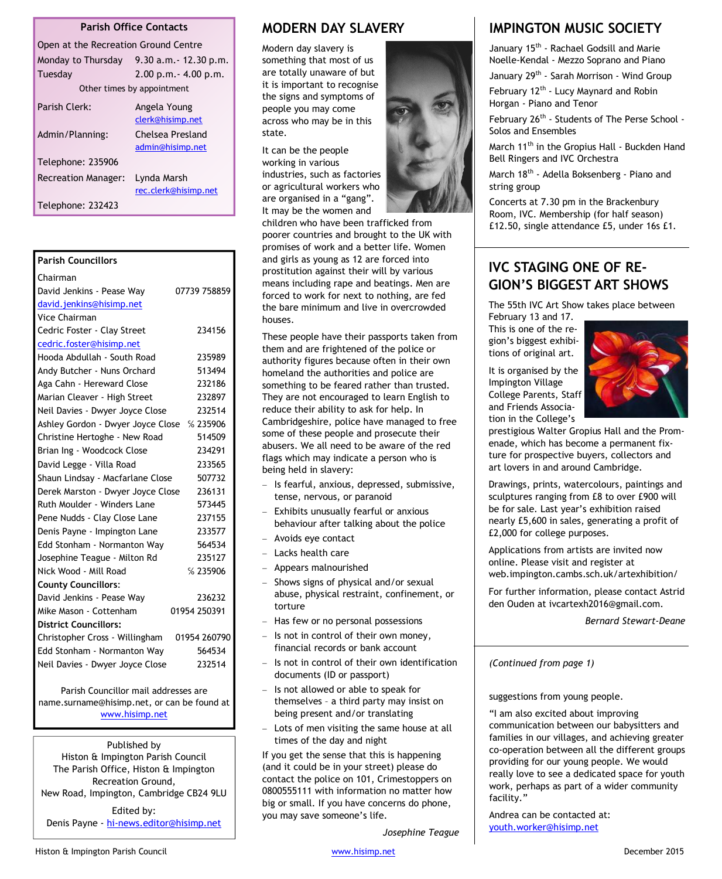## Parish Office Contacts

| | |
|---|---|
| Open at the Recreation Ground Centre | |
| Monday to Thursday | 9.30 a.m.- 12.30 p.m. |
| Tuesday | 2.00 p.m.- 4.00 p.m. |
| Other times by appointment | |
| Parish Clerk: | Angela Young clerk@hisimp.net |
| Admin/Planning: | Chelsea Presland admin@hisimp.net |
| Telephone: 235906 | |
| Recreation Manager: | Lynda Marsh rec.clerk@hisimp.net |
| Telephone: 232423 | |

## Parish Councillors

| | |
|---|---|
| Chairman | |
| David Jenkins - Pease Way | 07739 758859 |
| david.jenkins@hisimp.net | |
| Vice Chairman | |
| Cedric Foster - Clay Street | 234156 |
| cedric.foster@hisimp.net | |
| Hooda Abdullah - South Road | 235989 |
| Andy Butcher - Nuns Orchard | 513494 |
| Aga Cahn - Hereward Close | 232186 |
| Marian Cleaver - High Street | 232897 |
| Neil Davies - Dwyer Joyce Close | 232514 |
| Ashley Gordon - Dwyer Joyce Close | % 235906 |
| Christine Hertoghe - New Road | 514509 |
| Brian Ing - Woodcock Close | 234291 |
| David Legge - Villa Road | 233565 |
| Shaun Lindsay - Macfarlane Close | 507732 |
| Derek Marston - Dwyer Joyce Close | 236131 |
| Ruth Moulder - Winders Lane | 573445 |
| Pene Nudds - Clay Close Lane | 237155 |
| Denis Payne - Impington Lane | 233577 |
| Edd Stonham - Normanton Way | 564534 |
| Josephine Teague - Milton Rd | 235127 |
| Nick Wood - Mill Road | % 235906 |
| **County Councillors:** | |
| David Jenkins - Pease Way | 236232 |
| Mike Mason - Cottenham | 01954 250391 |
| **District Councillors:** | |
| Christopher Cross - Willingham | 01954 260790 |
| Edd Stonham - Normanton Way | 564534 |
| Neil Davies - Dwyer Joyce Close | 232514 |

Parish Councillor mail addresses are name.surname@hisimp.net, or can be found at www.hisimp.net

Published by
Histon & Impington Parish Council
The Parish Office, Histon & Impington Recreation Ground,
New Road, Impington, Cambridge CB24 9LU

Edited by:
Denis Payne - hi-news.editor@hisimp.net

## MODERN DAY SLAVERY

Modern day slavery is something that most of us are totally unaware of but it is important to recognise the signs and symptoms of people you may come across who may be in this state.

It can be the people working in various industries, such as factories or agricultural workers who are organised in a "gang". It may be the women and children who have been trafficked from poorer countries and brought to the UK with promises of work and a better life. Women and girls as young as 12 are forced into prostitution against their will by various means including rape and beatings. Men are forced to work for next to nothing, are fed the bare minimum and live in overcrowded houses.

These people have their passports taken from them and are frightened of the police or authority figures because often in their own homeland the authorities and police are something to be feared rather than trusted. They are not encouraged to learn English to reduce their ability to ask for help. In Cambridgeshire, police have managed to free some of these people and prosecute their abusers. We all need to be aware of the red flags which may indicate a person who is being held in slavery:

- Is fearful, anxious, depressed, submissive, tense, nervous, or paranoid
- Exhibits unusually fearful or anxious behaviour after talking about the police
- Avoids eye contact
- Lacks health care
- Appears malnourished
- Shows signs of physical and/or sexual abuse, physical restraint, confinement, or torture
- Has few or no personal possessions
- Is not in control of their own money, financial records or bank account
- Is not in control of their own identification documents (ID or passport)
- Is not allowed or able to speak for themselves – a third party may insist on being present and/or translating
- Lots of men visiting the same house at all times of the day and night

If you get the sense that this is happening (and it could be in your street) please do contact the police on 101, Crimestoppers on 0800555111 with information no matter how big or small. If you have concerns do phone, you may save someone's life.

*Josephine Teague*

## IMPINGTON MUSIC SOCIETY

January 15th - Rachael Godsill and Marie Noelle-Kendal - Mezzo Soprano and Piano

January 29th - Sarah Morrison - Wind Group

February 12th - Lucy Maynard and Robin Horgan - Piano and Tenor

February 26th - Students of The Perse School - Solos and Ensembles

March 11th in the Gropius Hall - Buckden Hand Bell Ringers and IVC Orchestra

March 18th - Adella Boksenberg - Piano and string group

Concerts at 7.30 pm in the Brackenbury Room, IVC. Membership (for half season) £12.50, single attendance £5, under 16s £1.

## IVC STAGING ONE OF REGION'S BIGGEST ART SHOWS

The 55th IVC Art Show takes place between February 13 and 17. This is one of the region's biggest exhibitions of original art.

It is organised by the Impington Village College Parents, Staff and Friends Association in the College's prestigious Walter Gropius Hall and the Promenade, which has become a permanent fixture for prospective buyers, collectors and art lovers in and around Cambridge.

Drawings, prints, watercolours, paintings and sculptures ranging from £8 to over £900 will be for sale. Last year's exhibition raised nearly £5,600 in sales, generating a profit of £2,000 for college purposes.

Applications from artists are invited now online. Please visit and register at web.impington.cambs.sch.uk/artexhibition/

For further information, please contact Astrid den Ouden at ivcartexh2016@gmail.com.

*Bernard Stewart-Deane*

*(Continued from page 1)*

suggestions from young people.

"I am also excited about improving communication between our babysitters and families in our villages, and achieving greater co-operation between all the different groups providing for our young people. We would really love to see a dedicated space for youth work, perhaps as part of a wider community facility."

Andrea can be contacted at: youth.worker@hisimp.net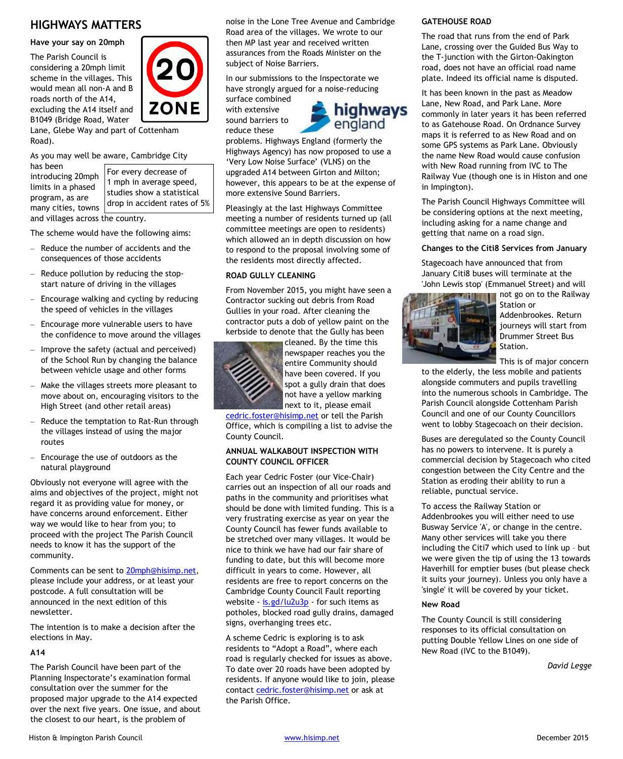# HIGHWAYS MATTERS

### Have your say on 20mph

The Parish Council is considering a 20mph limit scheme in the villages. This would mean all non-A and B roads north of the A14, excluding the A14 itself and B1049 (Bridge Road, Water Lane, Glebe Way and part of Cottenham Road).

As you may well be aware, Cambridge City has been introducing 20mph limits in a phased program, as are many cities, towns and villages across the country.

For every decrease of 1 mph in average speed, studies show a statistical drop in accident rates of 5%

The scheme would have the following aims:

- Reduce the number of accidents and the consequences of those accidents
- Reduce pollution by reducing the stop-start nature of driving in the villages
- Encourage walking and cycling by reducing the speed of vehicles in the villages
- Encourage more vulnerable users to have the confidence to move around the villages
- Improve the safety (actual and perceived) of the School Run by changing the balance between vehicle usage and other forms
- Make the villages streets more pleasant to move about on, encouraging visitors to the High Street (and other retail areas)
- Reduce the temptation to Rat-Run through the villages instead of using the major routes
- Encourage the use of outdoors as the natural playground

Obviously not everyone will agree with the aims and objectives of the project, might not regard it as providing value for money, or have concerns around enforcement. Either way we would like to hear from you; to proceed with the project The Parish Council needs to know it has the support of the community.

Comments can be sent to 20mph@hisimp.net, please include your address, or at least your postcode. A full consultation will be announced in the next edition of this newsletter.

The intention is to make a decision after the elections in May.

### A14

The Parish Council have been part of the Planning Inspectorate's examination formal consultation over the summer for the proposed major upgrade to the A14 expected over the next five years. One issue, and about the closest to our heart, is the problem of noise in the Lone Tree Avenue and Cambridge Road area of the villages. We wrote to our then MP last year and received written assurances from the Roads Minister on the subject of Noise Barriers.

In our submissions to the Inspectorate we have strongly argued for a noise-reducing surface combined with extensive sound barriers to reduce these problems. Highways England (formerly the Highways Agency) has now proposed to use a 'Very Low Noise Surface' (VLNS) on the upgraded A14 between Girton and Milton; however, this appears to be at the expense of more extensive Sound Barriers.

Pleasingly at the last Highways Committee meeting a number of residents turned up (all committee meetings are open to residents) which allowed an in depth discussion on how to respond to the proposal involving some of the residents most directly affected.

### ROAD GULLY CLEANING

From November 2015, you might have seen a Contractor sucking out debris from Road Gullies in your road. After cleaning the contractor puts a dob of yellow paint on the kerbside to denote that the Gully has been cleaned. By the time this newspaper reaches you the entire Community should have been covered. If you spot a gully drain that does not have a yellow marking next to it, please email cedric.foster@hisimp.net or tell the Parish Office, which is compiling a list to advise the County Council.

### ANNUAL WALKABOUT INSPECTION WITH COUNTY COUNCIL OFFICER

Each year Cedric Foster (our Vice-Chair) carries out an inspection of all our roads and paths in the community and prioritises what should be done with limited funding. This is a very frustrating exercise as year on year the County Council has fewer funds available to be stretched over many villages. It would be nice to think we have had our fair share of funding to date, but this will become more difficult in years to come. However, all residents are free to report concerns on the Cambridge County Council Fault reporting website - is.gd/lu2u3p - for such items as potholes, blocked road gully drains, damaged signs, overhanging trees etc.

A scheme Cedric is exploring is to ask residents to "Adopt a Road", where each road is regularly checked for issues as above. To date over 20 roads have been adopted by residents. If anyone would like to join, please contact cedric.foster@hisimp.net or ask at the Parish Office.

### GATEHOUSE ROAD

The road that runs from the end of Park Lane, crossing over the Guided Bus Way to the T-junction with the Girton-Oakington road, does not have an official road name plate. Indeed its official name is disputed.

It has been known in the past as Meadow Lane, New Road, and Park Lane. More commonly in later years it has been referred to as Gatehouse Road. On Ordnance Survey maps it is referred to as New Road and on some GPS systems as Park Lane. Obviously the name New Road would cause confusion with New Road running from IVC to The Railway Vue (though one is in Histon and one in Impington).

The Parish Council Highways Committee will be considering options at the next meeting, including asking for a name change and getting that name on a road sign.

### Changes to the Citi8 Services from January

Stagecoach have announced that from January Citi8 buses will terminate at the 'John Lewis stop' (Emmanuel Street) and will not go on to the Railway Station or Addenbrookes. Return journeys will start from Drummer Street Bus Station.

This is of major concern to the elderly, the less mobile and patients alongside commuters and pupils travelling into the numerous schools in Cambridge. The Parish Council alongside Cottenham Parish Council and one of our County Councillors went to lobby Stagecoach on their decision.

Buses are deregulated so the County Council has no powers to intervene. It is purely a commercial decision by Stagecoach who cited congestion between the City Centre and the Station as eroding their ability to run a reliable, punctual service.

To access the Railway Station or Addenbrookes you will either need to use Busway Service 'A', or change in the centre. Many other services will take you there including the Citi7 which used to link up – but we were given the tip of using the 13 towards Haverhill for emptier buses (but please check it suits your journey). Unless you only have a 'single' it will be covered by your ticket.

### New Road

The County Council is still considering responses to its official consultation on putting Double Yellow Lines on one side of New Road (IVC to the B1049).

*David Legge*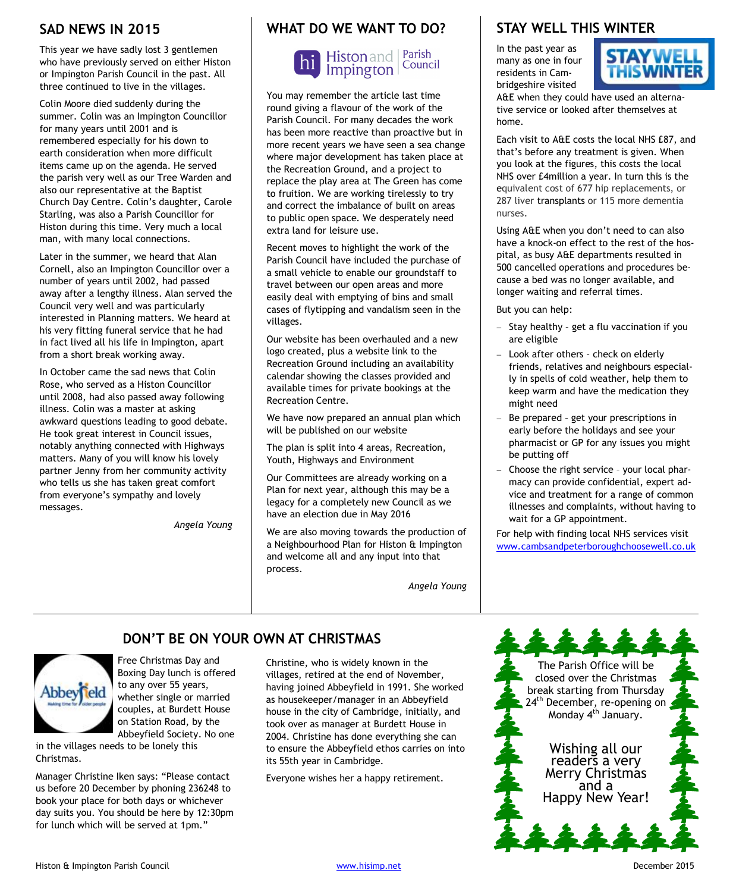## SAD NEWS IN 2015

This year we have sadly lost 3 gentlemen who have previously served on either Histon or Impington Parish Council in the past. All three continued to live in the villages.

Colin Moore died suddenly during the summer. Colin was an Impington Councillor for many years until 2001 and is remembered especially for his down to earth consideration when more difficult items came up on the agenda. He served the parish very well as our Tree Warden and also our representative at the Baptist Church Day Centre. Colin's daughter, Carole Starling, was also a Parish Councillor for Histon during this time. Very much a local man, with many local connections.

Later in the summer, we heard that Alan Cornell, also an Impington Councillor over a number of years until 2002, had passed away after a lengthy illness. Alan served the Council very well and was particularly interested in Planning matters. We heard at his very fitting funeral service that he had in fact lived all his life in Impington, apart from a short break working away.

In October came the sad news that Colin Rose, who served as a Histon Councillor until 2008, had also passed away following illness. Colin was a master at asking awkward questions leading to good debate. He took great interest in Council issues, notably anything connected with Highways matters. Many of you will know his lovely partner Jenny from her community activity who tells us she has taken great comfort from everyone's sympathy and lovely messages.

*Angela Young*

## WHAT DO WE WANT TO DO?

hi Histon and Impington Parish Council

You may remember the article last time round giving a flavour of the work of the Parish Council. For many decades the work has been more reactive than proactive but in more recent years we have seen a sea change where major development has taken place at the Recreation Ground, and a project to replace the play area at The Green has come to fruition. We are working tirelessly to try and correct the imbalance of built on areas to public open space. We desperately need extra land for leisure use.

Recent moves to highlight the work of the Parish Council have included the purchase of a small vehicle to enable our groundstaff to travel between our open areas and more easily deal with emptying of bins and small cases of flytipping and vandalism seen in the villages.

Our website has been overhauled and a new logo created, plus a website link to the Recreation Ground including an availability calendar showing the classes provided and available times for private bookings at the Recreation Centre.

We have now prepared an annual plan which will be published on our website

The plan is split into 4 areas, Recreation, Youth, Highways and Environment

Our Committees are already working on a Plan for next year, although this may be a legacy for a completely new Council as we have an election due in May 2016

We are also moving towards the production of a Neighbourhood Plan for Histon & Impington and welcome all and any input into that process.

*Angela Young*

## STAY WELL THIS WINTER

STAY WELL THIS WINTER

In the past year as many as one in four residents in Cambridgeshire visited A&E when they could have used an alternative service or looked after themselves at home.

Each visit to A&E costs the local NHS £87, and that's before any treatment is given. When you look at the figures, this costs the local NHS over £4million a year. In turn this is the equivalent cost of 677 hip replacements, or 287 liver transplants or 115 more dementia nurses.

Using A&E when you don't need to can also have a knock-on effect to the rest of the hospital, as busy A&E departments resulted in 500 cancelled operations and procedures because a bed was no longer available, and longer waiting and referral times.

But you can help:

- Stay healthy – get a flu vaccination if you are eligible
- Look after others – check on elderly friends, relatives and neighbours especially in spells of cold weather, help them to keep warm and have the medication they might need
- Be prepared – get your prescriptions in early before the holidays and see your pharmacist or GP for any issues you might be putting off
- Choose the right service – your local pharmacy can provide confidential, expert advice and treatment for a range of common illnesses and complaints, without having to wait for a GP appointment.

For help with finding local NHS services visit www.cambsandpeterboroughchoosewell.co.uk

## DON'T BE ON YOUR OWN AT CHRISTMAS

Abbeyfield — Making time for older people

Free Christmas Day and Boxing Day lunch is offered to any over 55 years, whether single or married couples, at Burdett House on Station Road, by the Abbeyfield Society. No one in the villages needs to be lonely this Christmas.

Manager Christine Iken says: "Please contact us before 20 December by phoning 236248 to book your place for both days or whichever day suits you. You should be here by 12:30pm for lunch which will be served at 1pm."

Christine, who is widely known in the villages, retired at the end of November, having joined Abbeyfield in 1991. She worked as housekeeper/manager in an Abbeyfield house in the city of Cambridge, initially, and took over as manager at Burdett House in 2004. Christine has done everything she can to ensure the Abbeyfield ethos carries on into its 55th year in Cambridge.

Everyone wishes her a happy retirement.

The Parish Office will be closed over the Christmas break starting from Thursday 24th December, re-opening on Monday 4th January.

Wishing all our readers a very Merry Christmas and a Happy New Year!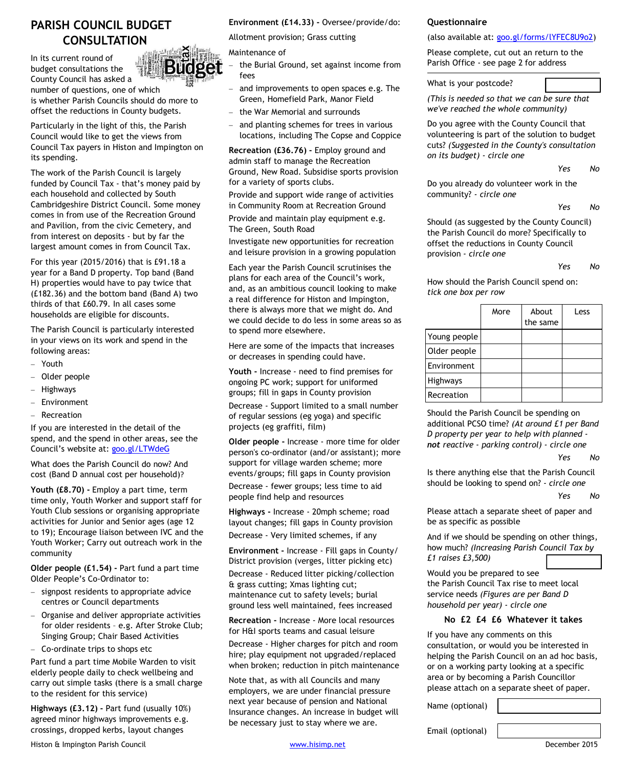# PARISH COUNCIL BUDGET CONSULTATION

In its current round of budget consultations the County Council has asked a number of questions, one of which is whether Parish Councils should do more to offset the reductions in County budgets.

Particularly in the light of this, the Parish Council would like to get the views from Council Tax payers in Histon and Impington on its spending.

The work of the Parish Council is largely funded by Council Tax - that's money paid by each household and collected by South Cambridgeshire District Council. Some money comes in from use of the Recreation Ground and Pavilion, from the civic Cemetery, and from interest on deposits - but by far the largest amount comes in from Council Tax.

For this year (2015/2016) that is £91.18 a year for a Band D property. Top band (Band H) properties would have to pay twice that (£182.36) and the bottom band (Band A) two thirds of that £60.79. In all cases some households are eligible for discounts.

The Parish Council is particularly interested in your views on its work and spend in the following areas:

- Youth
- Older people
- Highways
- Environment
- Recreation

If you are interested in the detail of the spend, and the spend in other areas, see the Council's website at: goo.gl/LTWdeG

What does the Parish Council do now? And cost (Band D annual cost per household)?

**Youth (£8.70) -** Employ a part time, term time only, Youth Worker and support staff for Youth Club sessions or organising appropriate activities for Junior and Senior ages (age 12 to 19); Encourage liaison between IVC and the Youth Worker; Carry out outreach work in the community

**Older people (£1.54) -** Part fund a part time Older People's Co-Ordinator to:

- signpost residents to appropriate advice centres or Council departments
- Organise and deliver appropriate activities for older residents – e.g. After Stroke Club; Singing Group; Chair Based Activities
- Co-ordinate trips to shops etc

Part fund a part time Mobile Warden to visit elderly people daily to check wellbeing and carry out simple tasks (there is a small charge to the resident for this service)

**Highways (£3.12) -** Part fund (usually 10%) agreed minor highways improvements e.g. crossings, dropped kerbs, layout changes

**Environment (£14.33) -** Oversee/provide/do:

Allotment provision; Grass cutting

Maintenance of

- the Burial Ground, set against income from fees
- and improvements to open spaces e.g. The Green, Homefield Park, Manor Field
- the War Memorial and surrounds
- and planting schemes for trees in various locations, including The Copse and Coppice

**Recreation (£36.76) -** Employ ground and admin staff to manage the Recreation Ground, New Road. Subsidise sports provision for a variety of sports clubs.

Provide and support wide range of activities in Community Room at Recreation Ground

Provide and maintain play equipment e.g. The Green, South Road

Investigate new opportunities for recreation and leisure provision in a growing population

Each year the Parish Council scrutinises the plans for each area of the Council's work, and, as an ambitious council looking to make a real difference for Histon and Impington, there is always more that we might do. And we could decide to do less in some areas so as to spend more elsewhere.

Here are some of the impacts that increases or decreases in spending could have.

**Youth -** Increase - need to find premises for ongoing PC work; support for uniformed groups; fill in gaps in County provision

Decrease - Support limited to a small number of regular sessions (eg yoga) and specific projects (eg graffiti, film)

**Older people -** Increase - more time for older person's co-ordinator (and/or assistant); more support for village warden scheme; more events/groups; fill gaps in County provision

Decrease - fewer groups; less time to aid people find help and resources

**Highways -** Increase - 20mph scheme; road layout changes; fill gaps in County provision

Decrease - Very limited schemes, if any

**Environment -** Increase - Fill gaps in County/ District provision (verges, litter picking etc)

Decrease - Reduced litter picking/collection & grass cutting; Xmas lighting cut; maintenance cut to safety levels; burial ground less well maintained, fees increased

**Recreation -** Increase - More local resources for H&I sports teams and casual leisure

Decrease - Higher charges for pitch and room hire; play equipment not upgraded/replaced when broken; reduction in pitch maintenance

Note that, as with all Councils and many employers, we are under financial pressure next year because of pension and National Insurance changes. An increase in budget will be necessary just to stay where we are.

## Questionnaire

(also available at: goo.gl/forms/lYFEC8U9o2)

Please complete, cut out an return to the Parish Office - see page 2 for address

What is your postcode?

*(This is needed so that we can be sure that we've reached the whole community)*

Do you agree with the County Council that volunteering is part of the solution to budget cuts? *(Suggested in the County's consultation on its budget) - circle one*

*Yes No*

Do you already do volunteer work in the community? *- circle one*

*Yes No*

Should (as suggested by the County Council) the Parish Council do more? Specifically to offset the reductions in County Council provision *- circle one*

*Yes No*

How should the Parish Council spend on: *tick one box per row*

| | More | About the same | Less |
|---|---|---|---|
| Young people | | | |
| Older people | | | |
| Environment | | | |
| Highways | | | |
| Recreation | | | |

Should the Parish Council be spending on additional PCSO time? *(At around £1 per Band D property per year to help with planned - **not** reactive - parking control) - circle one*

*Yes No*

Is there anything else that the Parish Council should be looking to spend on? *- circle one*

*Yes No*

Please attach a separate sheet of paper and be as specific as possible

And if we should be spending on other things, how much? *(Increasing Parish Council Tax by £1 raises £3,500)*

Would you be prepared to see the Parish Council Tax rise to meet local service needs *(Figures are per Band D household per year) - circle one*

**No £2 £4 £6 Whatever it takes**

If you have any comments on this consultation, or would you be interested in helping the Parish Council on an ad hoc basis, or on a working party looking at a specific area or by becoming a Parish Councillor please attach on a separate sheet of paper.

Name (optional)

Email (optional)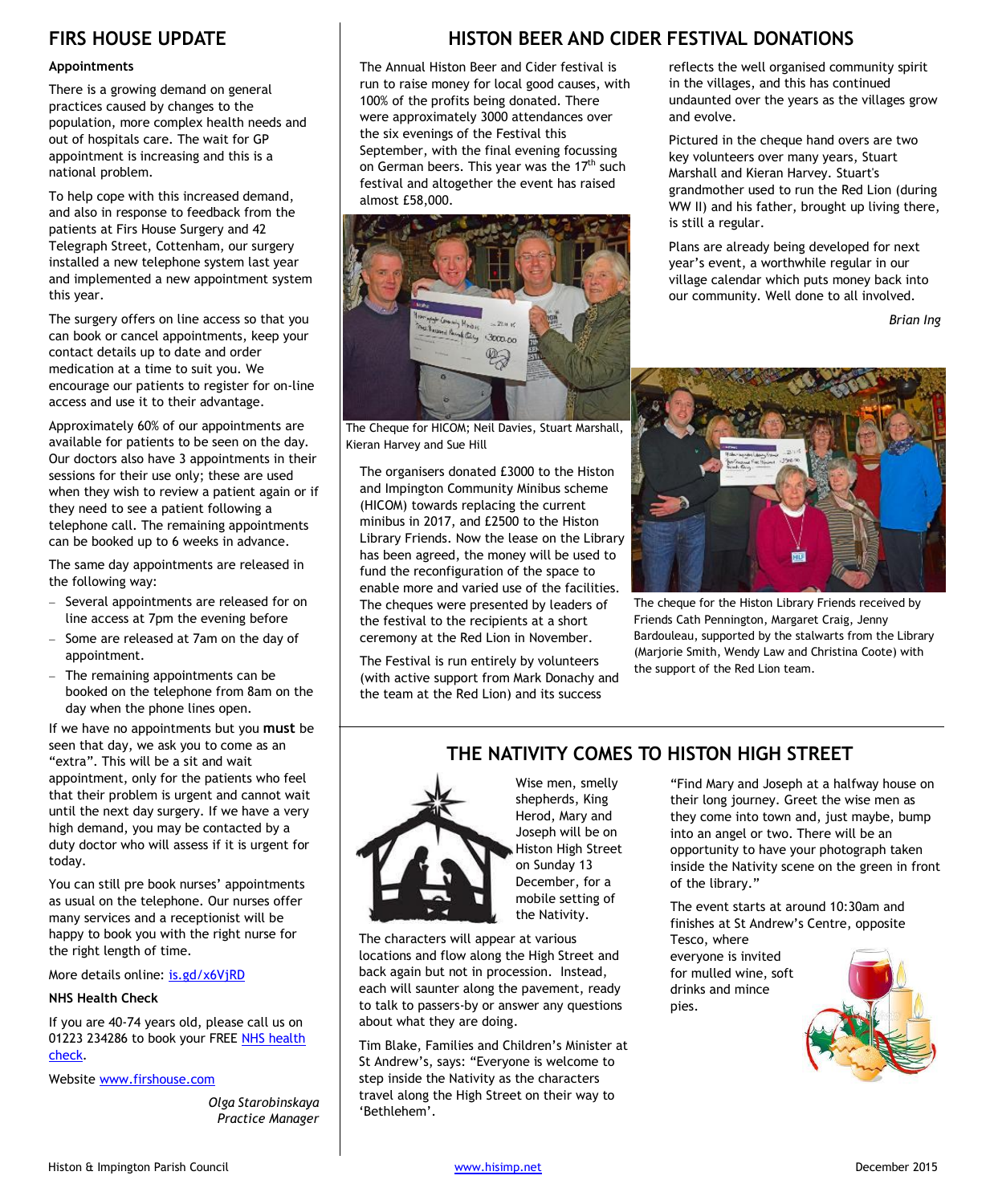## FIRS HOUSE UPDATE

**Appointments**

There is a growing demand on general practices caused by changes to the population, more complex health needs and out of hospitals care. The wait for GP appointment is increasing and this is a national problem.

To help cope with this increased demand, and also in response to feedback from the patients at Firs House Surgery and 42 Telegraph Street, Cottenham, our surgery installed a new telephone system last year and implemented a new appointment system this year.

The surgery offers on line access so that you can book or cancel appointments, keep your contact details up to date and order medication at a time to suit you. We encourage our patients to register for on-line access and use it to their advantage.

Approximately 60% of our appointments are available for patients to be seen on the day. Our doctors also have 3 appointments in their sessions for their use only; these are used when they wish to review a patient again or if they need to see a patient following a telephone call. The remaining appointments can be booked up to 6 weeks in advance.

The same day appointments are released in the following way:

- Several appointments are released for on line access at 7pm the evening before
- Some are released at 7am on the day of appointment.
- The remaining appointments can be booked on the telephone from 8am on the day when the phone lines open.

If we have no appointments but you **must** be seen that day, we ask you to come as an "extra". This will be a sit and wait appointment, only for the patients who feel that their problem is urgent and cannot wait until the next day surgery. If we have a very high demand, you may be contacted by a duty doctor who will assess if it is urgent for today.

You can still pre book nurses' appointments as usual on the telephone. Our nurses offer many services and a receptionist will be happy to book you with the right nurse for the right length of time.

More details online: is.gd/x6VjRD

**NHS Health Check**

If you are 40-74 years old, please call us on 01223 234286 to book your FREE NHS health check.

Website www.firshouse.com

*Olga Starobinskaya*
*Practice Manager*

## HISTON BEER AND CIDER FESTIVAL DONATIONS

The Annual Histon Beer and Cider festival is run to raise money for local good causes, with 100% of the profits being donated. There were approximately 3000 attendances over the six evenings of the Festival this September, with the final evening focussing on German beers. This year was the 17th such festival and altogether the event has raised almost £58,000.

The Cheque for HICOM; Neil Davies, Stuart Marshall, Kieran Harvey and Sue Hill

The organisers donated £3000 to the Histon and Impington Community Minibus scheme (HICOM) towards replacing the current minibus in 2017, and £2500 to the Histon Library Friends. Now the lease on the Library has been agreed, the money will be used to fund the reconfiguration of the space to enable more and varied use of the facilities. The cheques were presented by leaders of the festival to the recipients at a short ceremony at the Red Lion in November.

The Festival is run entirely by volunteers (with active support from Mark Donachy and the team at the Red Lion) and its success reflects the well organised community spirit in the villages, and this has continued undaunted over the years as the villages grow and evolve.

Pictured in the cheque hand overs are two key volunteers over many years, Stuart Marshall and Kieran Harvey. Stuart's grandmother used to run the Red Lion (during WW II) and his father, brought up living there, is still a regular.

Plans are already being developed for next year's event, a worthwhile regular in our village calendar which puts money back into our community. Well done to all involved.

*Brian Ing*

The cheque for the Histon Library Friends received by Friends Cath Pennington, Margaret Craig, Jenny Bardouleau, supported by the stalwarts from the Library (Marjorie Smith, Wendy Law and Christina Coote) with the support of the Red Lion team.

## THE NATIVITY COMES TO HISTON HIGH STREET

Wise men, smelly shepherds, King Herod, Mary and Joseph will be on Histon High Street on Sunday 13 December, for a mobile setting of the Nativity.

The characters will appear at various locations and flow along the High Street and back again but not in procession. Instead, each will saunter along the pavement, ready to talk to passers-by or answer any questions about what they are doing.

Tim Blake, Families and Children's Minister at St Andrew's, says: "Everyone is welcome to step inside the Nativity as the characters travel along the High Street on their way to 'Bethlehem'.

"Find Mary and Joseph at a halfway house on their long journey. Greet the wise men as they come into town and, just maybe, bump into an angel or two. There will be an opportunity to have your photograph taken inside the Nativity scene on the green in front of the library."

The event starts at around 10:30am and finishes at St Andrew's Centre, opposite Tesco, where everyone is invited for mulled wine, soft drinks and mince pies.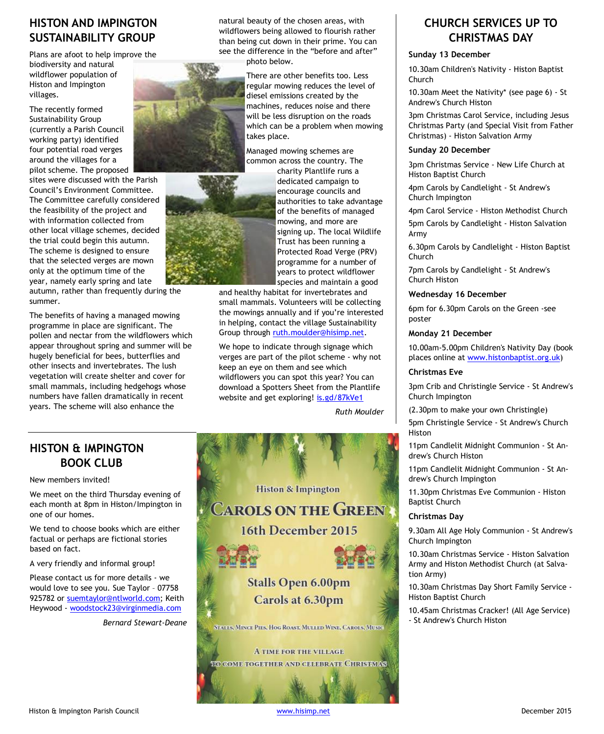## HISTON AND IMPINGTON SUSTAINABILITY GROUP

Plans are afoot to help improve the biodiversity and natural wildflower population of Histon and Impington villages.

The recently formed Sustainability Group (currently a Parish Council working party) identified four potential road verges around the villages for a pilot scheme. The proposed sites were discussed with the Parish Council's Environment Committee. The Committee carefully considered the feasibility of the project and with information collected from other local village schemes, decided the trial could begin this autumn. The scheme is designed to ensure that the selected verges are mown only at the optimum time of the year, namely early spring and late autumn, rather than frequently during the summer.

The benefits of having a managed mowing programme in place are significant. The pollen and nectar from the wildflowers which appear throughout spring and summer will be hugely beneficial for bees, butterflies and other insects and invertebrates. The lush vegetation will create shelter and cover for small mammals, including hedgehogs whose numbers have fallen dramatically in recent years. The scheme will also enhance the natural beauty of the chosen areas, with wildflowers being allowed to flourish rather than being cut down in their prime. You can see the difference in the "before and after" photo below.

There are other benefits too. Less regular mowing reduces the level of diesel emissions created by the machines, reduces noise and there will be less disruption on the roads which can be a problem when mowing takes place.

Managed mowing schemes are common across the country. The charity Plantlife runs a dedicated campaign to encourage councils and authorities to take advantage of the benefits of managed mowing, and more are signing up. The local Wildlife Trust has been running a Protected Road Verge (PRV) programme for a number of years to protect wildflower species and maintain a good and healthy habitat for invertebrates and small mammals. Volunteers will be collecting the mowings annually and if you're interested in helping, contact the village Sustainability Group through ruth.moulder@hisimp.net.

We hope to indicate through signage which verges are part of the pilot scheme - why not keep an eye on them and see which wildflowers you can spot this year? You can download a Spotters Sheet from the Plantlife website and get exploring! is.gd/87kVe1

*Ruth Moulder*

## CHURCH SERVICES UP TO CHRISTMAS DAY

**Sunday 13 December**

10.30am Children's Nativity - Histon Baptist Church

10.30am Meet the Nativity* (see page 6) - St Andrew's Church Histon

3pm Christmas Carol Service, including Jesus Christmas Party (and Special Visit from Father Christmas) - Histon Salvation Army

**Sunday 20 December**

3pm Christmas Service - New Life Church at Histon Baptist Church

4pm Carols by Candlelight - St Andrew's Church Impington

4pm Carol Service - Histon Methodist Church

5pm Carols by Candlelight - Histon Salvation Army

6.30pm Carols by Candlelight - Histon Baptist Church

7pm Carols by Candlelight - St Andrew's Church Histon

**Wednesday 16 December**

6pm for 6.30pm Carols on the Green -see poster

**Monday 21 December**

10.00am-5.00pm Children's Nativity Day (book places online at www.histonbaptist.org.uk)

**Christmas Eve**

3pm Crib and Christingle Service - St Andrew's Church Impington

(2.30pm to make your own Christingle)

5pm Christingle Service - St Andrew's Church Histon

11pm Candlelit Midnight Communion - St Andrew's Church Histon

11pm Candlelit Midnight Communion - St Andrew's Church Impington

11.30pm Christmas Eve Communion - Histon Baptist Church

**Christmas Day**

9.30am All Age Holy Communion - St Andrew's Church Impington

10.30am Christmas Service - Histon Salvation Army and Histon Methodist Church (at Salvation Army)

10.30am Christmas Day Short Family Service - Histon Baptist Church

10.45am Christmas Cracker! (All Age Service) - St Andrew's Church Histon

## HISTON & IMPINGTON BOOK CLUB

New members invited!

We meet on the third Thursday evening of each month at 8pm in Histon/Impington in one of our homes.

We tend to choose books which are either factual or perhaps are fictional stories based on fact.

A very friendly and informal group!

Please contact us for more details - we would love to see you. Sue Taylor – 07758 925782 or suemtaylor@ntlworld.com; Keith Heywood - woodstock23@virginmedia.com

*Bernard Stewart-Deane*

Histon & Impington

**CAROLS ON THE GREEN**

16th December 2015

Stalls Open 6.00pm

Carols at 6.30pm

STALLS, MINCE PIES, HOG ROAST, MULLED WINE, CAROLS, MUSIC

A TIME FOR THE VILLAGE TO COME TOGETHER AND CELEBRATE CHRISTMAS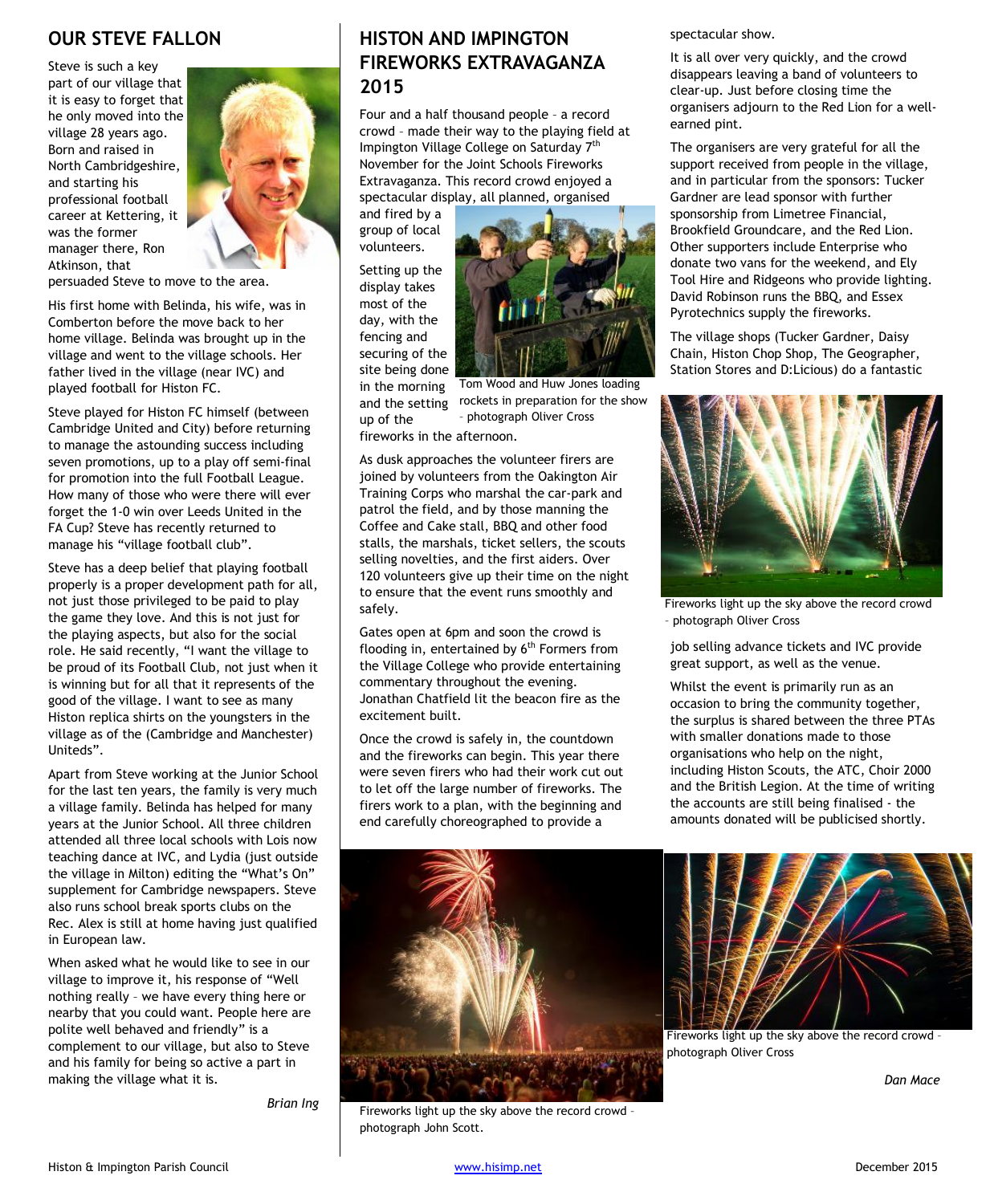## OUR STEVE FALLON

Steve is such a key part of our village that it is easy to forget that he only moved into the village 28 years ago. Born and raised in North Cambridgeshire, and starting his professional football career at Kettering, it was the former manager there, Ron Atkinson, that persuaded Steve to move to the area.

His first home with Belinda, his wife, was in Comberton before the move back to her home village. Belinda was brought up in the village and went to the village schools. Her father lived in the village (near IVC) and played football for Histon FC.

Steve played for Histon FC himself (between Cambridge United and City) before returning to manage the astounding success including seven promotions, up to a play off semi-final for promotion into the full Football League. How many of those who were there will ever forget the 1-0 win over Leeds United in the FA Cup? Steve has recently returned to manage his "village football club".

Steve has a deep belief that playing football properly is a proper development path for all, not just those privileged to be paid to play the game they love. And this is not just for the playing aspects, but also for the social role. He said recently, "I want the village to be proud of its Football Club, not just when it is winning but for all that it represents of the good of the village. I want to see as many Histon replica shirts on the youngsters in the village as of the (Cambridge and Manchester) Uniteds".

Apart from Steve working at the Junior School for the last ten years, the family is very much a village family. Belinda has helped for many years at the Junior School. All three children attended all three local schools with Lois now teaching dance at IVC, and Lydia (just outside the village in Milton) editing the "What's On" supplement for Cambridge newspapers. Steve also runs school break sports clubs on the Rec. Alex is still at home having just qualified in European law.

When asked what he would like to see in our village to improve it, his response of "Well nothing really – we have every thing here or nearby that you could want. People here are polite well behaved and friendly" is a complement to our village, but also to Steve and his family for being so active a part in making the village what it is.

*Brian Ing*

## HISTON AND IMPINGTON FIREWORKS EXTRAVAGANZA 2015

Four and a half thousand people – a record crowd – made their way to the playing field at Impington Village College on Saturday 7th November for the Joint Schools Fireworks Extravaganza. This record crowd enjoyed a spectacular display, all planned, organised and fired by a group of local volunteers.

Setting up the display takes most of the day, with the fencing and securing of the site being done in the morning and the setting up of the fireworks in the afternoon.

Tom Wood and Huw Jones loading rockets in preparation for the show – photograph Oliver Cross

As dusk approaches the volunteer firers are joined by volunteers from the Oakington Air Training Corps who marshal the car-park and patrol the field, and by those manning the Coffee and Cake stall, BBQ and other food stalls, ticket sellers, the scouts selling novelties, and the first aiders. Over 120 volunteers give up their time on the night to ensure that the event runs smoothly and safely.

Gates open at 6pm and soon the crowd is flooding in, entertained by 6th Formers from the Village College who provide entertaining commentary throughout the evening. Jonathan Chatfield lit the beacon fire as the excitement built.

Once the crowd is safely in, the countdown and the fireworks can begin. This year there were seven firers who had their work cut out to let off the large number of fireworks. The firers work to a plan, with the beginning and end carefully choreographed to provide a spectacular show.

It is all over very quickly, and the crowd disappears leaving a band of volunteers to clear-up. Just before closing time the organisers adjourn to the Red Lion for a well-earned pint.

The organisers are very grateful for all the support received from people in the village, and in particular from the sponsors: Tucker Gardner are lead sponsor with further sponsorship from Limetree Financial, Brookfield Groundcare, and the Red Lion. Other supporters include Enterprise who donate two vans for the weekend, and Ely Tool Hire and Ridgeons who provide lighting. David Robinson runs the BBQ, and Essex Pyrotechnics supply the fireworks.

The village shops (Tucker Gardner, Daisy Chain, Histon Chop Shop, The Geographer, Station Stores and D:Licious) do a fantastic job selling advance tickets and IVC provide great support, as well as the venue.

Fireworks light up the sky above the record crowd – photograph Oliver Cross

Whilst the event is primarily run as an occasion to bring the community together, the surplus is shared between the three PTAs with smaller donations made to those organisations who help on the night, including Histon Scouts, the ATC, Choir 2000 and the British Legion. At the time of writing the accounts are still being finalised - the amounts donated will be publicised shortly.

Fireworks light up the sky above the record crowd – photograph John Scott.

Fireworks light up the sky above the record crowd – photograph Oliver Cross

*Dan Mace*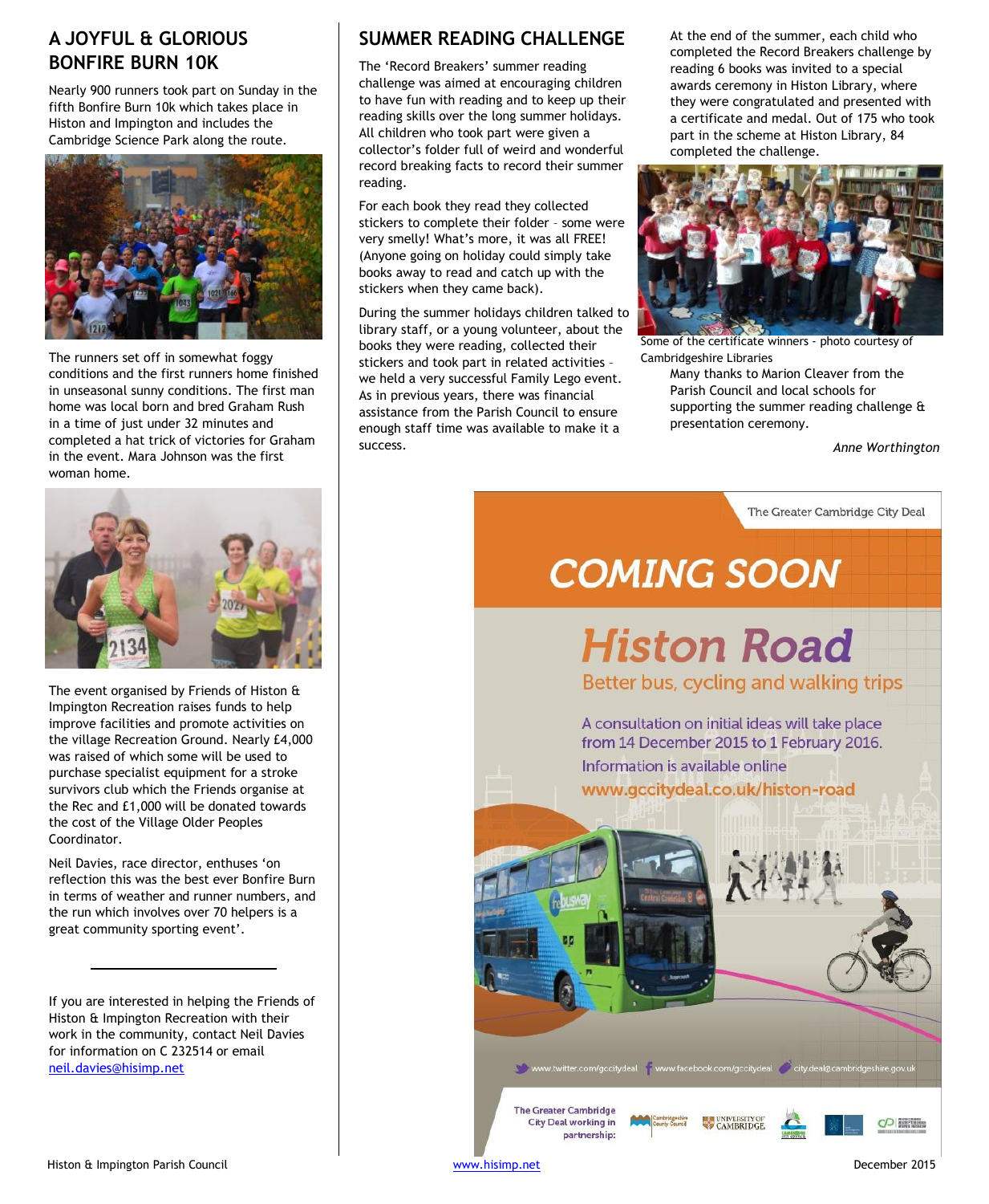## A JOYFUL & GLORIOUS BONFIRE BURN 10K

Nearly 900 runners took part on Sunday in the fifth Bonfire Burn 10k which takes place in Histon and Impington and includes the Cambridge Science Park along the route.

The runners set off in somewhat foggy conditions and the first runners home finished in unseasonal sunny conditions. The first man home was local born and bred Graham Rush in a time of just under 32 minutes and completed a hat trick of victories for Graham in the event. Mara Johnson was the first woman home.

The event organised by Friends of Histon & Impington Recreation raises funds to help improve facilities and promote activities on the village Recreation Ground. Nearly £4,000 was raised of which some will be used to purchase specialist equipment for a stroke survivors club which the Friends organise at the Rec and £1,000 will be donated towards the cost of the Village Older Peoples Coordinator.

Neil Davies, race director, enthuses 'on reflection this was the best ever Bonfire Burn in terms of weather and runner numbers, and the run which involves over 70 helpers is a great community sporting event'.

---

If you are interested in helping the Friends of Histon & Impington Recreation with their work in the community, contact Neil Davies for information on C 232514 or email [neil.davies@hisimp.net](mailto:neil.davies@hisimp.net)

## SUMMER READING CHALLENGE

The 'Record Breakers' summer reading challenge was aimed at encouraging children to have fun with reading and to keep up their reading skills over the long summer holidays. All children who took part were given a collector's folder full of weird and wonderful record breaking facts to record their summer reading.

For each book they read they collected stickers to complete their folder – some were very smelly! What's more, it was all FREE! (Anyone going on holiday could simply take books away to read and catch up with the stickers when they came back).

During the summer holidays children talked to library staff, or a young volunteer, about the books they were reading, collected their stickers and took part in related activities – we held a very successful Family Lego event. As in previous years, there was financial assistance from the Parish Council to ensure enough staff time was available to make it a success.

At the end of the summer, each child who completed the Record Breakers challenge by reading 6 books was invited to a special awards ceremony in Histon Library, where they were congratulated and presented with a certificate and medal. Out of 175 who took part in the scheme at Histon Library, 84 completed the challenge.

Some of the certificate winners - photo courtesy of Cambridgeshire Libraries

Many thanks to Marion Cleaver from the Parish Council and local schools for supporting the summer reading challenge & presentation ceremony.

*Anne Worthington*

The Greater Cambridge City Deal

**COMING SOON**

**Histon Road**

Better bus, cycling and walking trips

A consultation on initial ideas will take place from 14 December 2015 to 1 February 2016.

Information is available online

www.gccitydeal.co.uk/histon-road

www.twitter.com/gccitydeal www.facebook.com/gccitydeal city.deal@cambridgeshire.gov.uk

The Greater Cambridge City Deal working in partnership: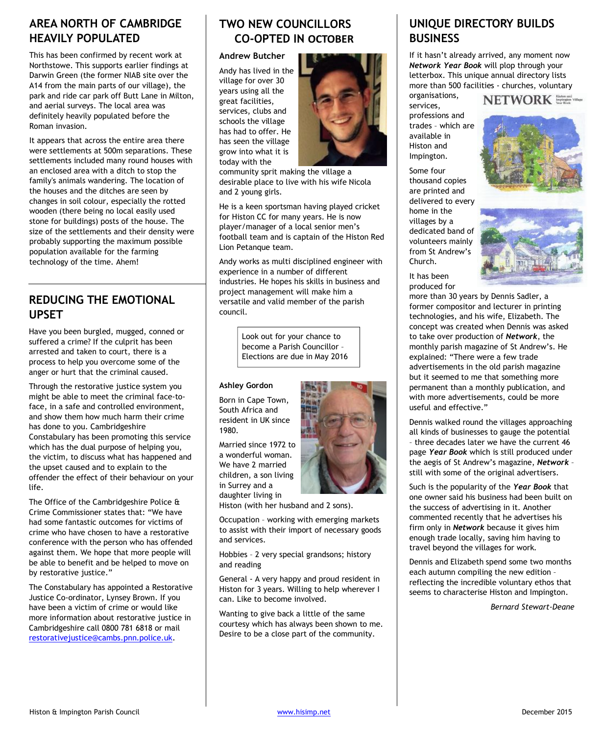## AREA NORTH OF CAMBRIDGE HEAVILY POPULATED

This has been confirmed by recent work at Northstowe. This supports earlier findings at Darwin Green (the former NIAB site over the A14 from the main parts of our village), the park and ride car park off Butt Lane in Milton, and aerial surveys. The local area was definitely heavily populated before the Roman invasion.

It appears that across the entire area there were settlements at 500m separations. These settlements included many round houses with an enclosed area with a ditch to stop the family's animals wandering. The location of the houses and the ditches are seen by changes in soil colour, especially the rotted wooden (there being no local easily used stone for buildings) posts of the house. The size of the settlements and their density were probably supporting the maximum possible population available for the farming technology of the time. Ahem!

## REDUCING THE EMOTIONAL UPSET

Have you been burgled, mugged, conned or suffered a crime? If the culprit has been arrested and taken to court, there is a process to help you overcome some of the anger or hurt that the criminal caused.

Through the restorative justice system you might be able to meet the criminal face-to-face, in a safe and controlled environment, and show them how much harm their crime has done to you. Cambridgeshire Constabulary has been promoting this service which has the dual purpose of helping you, the victim, to discuss what has happened and the upset caused and to explain to the offender the effect of their behaviour on your life.

The Office of the Cambridgeshire Police & Crime Commissioner states that: "We have had some fantastic outcomes for victims of crime who have chosen to have a restorative conference with the person who has offended against them. We hope that more people will be able to benefit and be helped to move on by restorative justice."

The Constabulary has appointed a Restorative Justice Co-ordinator, Lynsey Brown. If you have been a victim of crime or would like more information about restorative justice in Cambridgeshire call 0800 781 6818 or mail restorativejustice@cambs.pnn.police.uk.

## TWO NEW COUNCILLORS CO-OPTED IN OCTOBER

**Andrew Butcher**

Andy has lived in the village for over 30 years using all the great facilities, services, clubs and schools the village has had to offer. He has seen the village grow into what it is today with the community sprit making the village a desirable place to live with his wife Nicola and 2 young girls.

He is a keen sportsman having played cricket for Histon CC for many years. He is now player/manager of a local senior men's football team and is captain of the Histon Red Lion Petanque team.

Andy works as multi disciplined engineer with experience in a number of different industries. He hopes his skills in business and project management will make him a versatile and valid member of the parish council.

> Look out for your chance to become a Parish Councillor – Elections are due in May 2016

**Ashley Gordon**

Born in Cape Town, South Africa and resident in UK since 1980.

Married since 1972 to a wonderful woman. We have 2 married children, a son living in Surrey and a daughter living in Histon (with her husband and 2 sons).

Occupation – working with emerging markets to assist with their import of necessary goods and services.

Hobbies – 2 very special grandsons; history and reading

General - A very happy and proud resident in Histon for 3 years. Willing to help wherever I can. Like to become involved.

Wanting to give back a little of the same courtesy which has always been shown to me. Desire to be a close part of the community.

## UNIQUE DIRECTORY BUILDS BUSINESS

If it hasn't already arrived, any moment now ***Network Year Book*** will plop through your letterbox. This unique annual directory lists more than 500 facilities - churches, voluntary organisations, services, professions and trades – which are available in Histon and Impington.

Some four thousand copies are printed and delivered to every home in the villages by a dedicated band of volunteers mainly from St Andrew's Church.

It has been produced for more than 30 years by Dennis Sadler, a former compositor and lecturer in printing technologies, and his wife, Elizabeth. The concept was created when Dennis was asked to take over production of ***Network***, the monthly parish magazine of St Andrew's. He explained: "There were a few trade advertisements in the old parish magazine but it seemed to me that something more permanent than a monthly publication, and with more advertisements, could be more useful and effective."

Dennis walked round the villages approaching all kinds of businesses to gauge the potential – three decades later we have the current 46 page ***Year Book*** which is still produced under the aegis of St Andrew's magazine, ***Network*** – still with some of the original advertisers.

Such is the popularity of the ***Year Book*** that one owner said his business had been built on the success of advertising in it. Another commented recently that he advertises his firm only in ***Network*** because it gives him enough trade locally, saving him having to travel beyond the villages for work.

Dennis and Elizabeth spend some two months each autumn compiling the new edition – reflecting the incredible voluntary ethos that seems to characterise Histon and Impington.

*Bernard Stewart-Deane*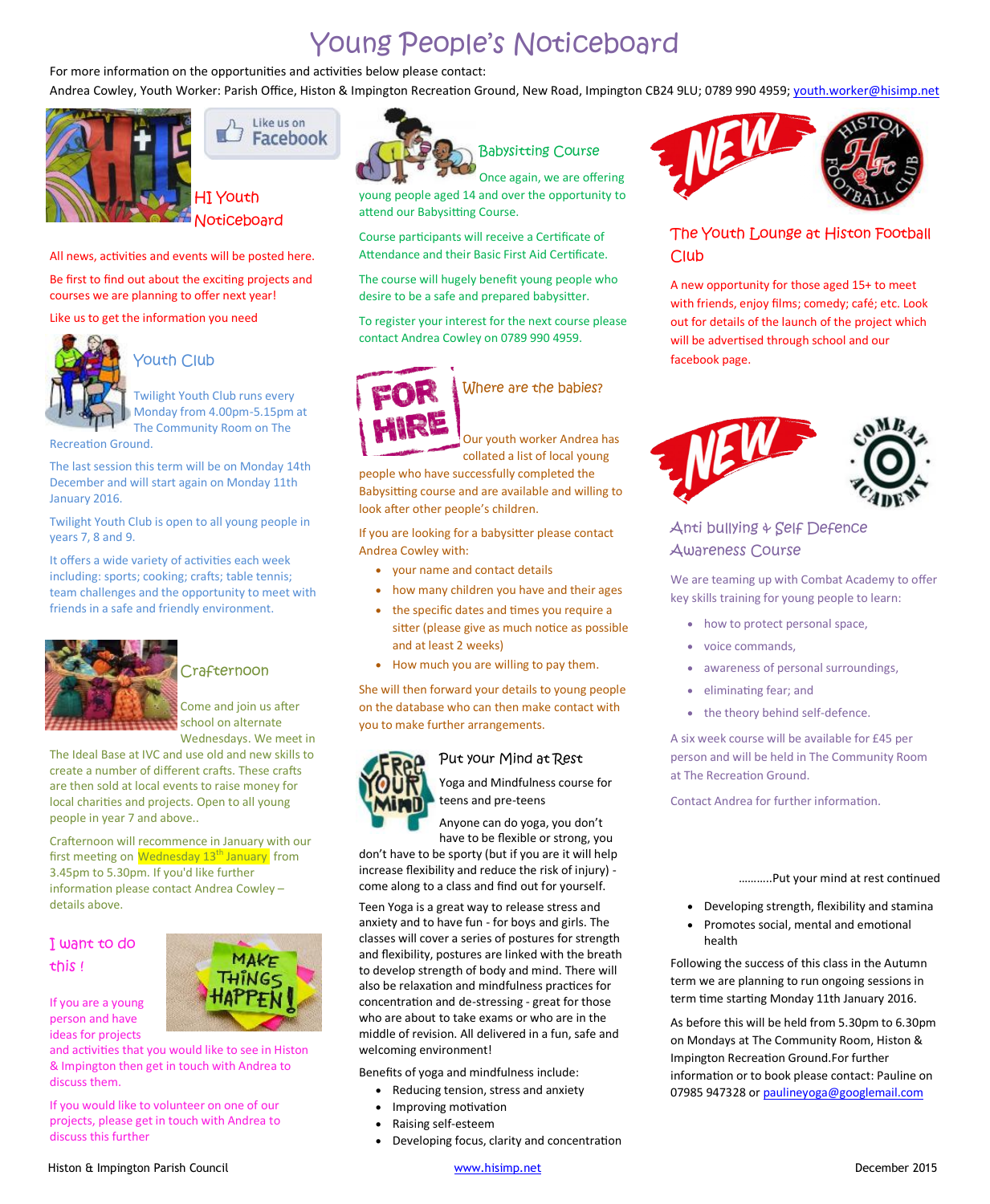# Young People's Noticeboard

For more information on the opportunities and activities below please contact:

Andrea Cowley, Youth Worker: Parish Office, Histon & Impington Recreation Ground, New Road, Impington CB24 9LU; 0789 990 4959; youth.worker@hisimp.net

Like us on Facebook

## HI Youth Noticeboard

All news, activities and events will be posted here.

Be first to find out about the exciting projects and courses we are planning to offer next year!

Like us to get the information you need

## Youth Club

Twilight Youth Club runs every Monday from 4.00pm-5.15pm at The Community Room on The Recreation Ground.

The last session this term will be on Monday 14th December and will start again on Monday 11th January 2016.

Twilight Youth Club is open to all young people in years 7, 8 and 9.

It offers a wide variety of activities each week including: sports; cooking; crafts; table tennis; team challenges and the opportunity to meet with friends in a safe and friendly environment.

## Crafternoon

Come and join us after school on alternate Wednesdays. We meet in The Ideal Base at IVC and use old and new skills to create a number of different crafts. These crafts are then sold at local events to raise money for local charities and projects. Open to all young people in year 7 and above..

Crafternoon will recommence in January with our first meeting on Wednesday 13th January from 3.45pm to 5.30pm. If you'd like further information please contact Andrea Cowley – details above.

## I want to do this !

MAKE THINGS HAPPEN!

If you are a young person and have ideas for projects and activities that you would like to see in Histon & Impington then get in touch with Andrea to discuss them.

If you would like to volunteer on one of our projects, please get in touch with Andrea to discuss this further

## Babysitting Course

Once again, we are offering young people aged 14 and over the opportunity to attend our Babysitting Course.

Course participants will receive a Certificate of Attendance and their Basic First Aid Certificate.

The course will hugely benefit young people who desire to be a safe and prepared babysitter.

To register your interest for the next course please contact Andrea Cowley on 0789 990 4959.

## Where are the babies?

FOR HIRE

Our youth worker Andrea has collated a list of local young people who have successfully completed the Babysitting course and are available and willing to look after other people's children.

If you are looking for a babysitter please contact Andrea Cowley with:

- your name and contact details
- how many children you have and their ages
- the specific dates and times you require a sitter (please give as much notice as possible and at least 2 weeks)
- How much you are willing to pay them.

She will then forward your details to young people on the database who can then make contact with you to make further arrangements.

## Put your Mind at Rest

Yoga and Mindfulness course for teens and pre-teens

Anyone can do yoga, you don't have to be flexible or strong, you don't have to be sporty (but if you are it will help increase flexibility and reduce the risk of injury) - come along to a class and find out for yourself.

Teen Yoga is a great way to release stress and anxiety and to have fun - for boys and girls. The classes will cover a series of postures for strength and flexibility, postures are linked with the breath to develop strength of body and mind. There will also be relaxation and mindfulness practices for concentration and de-stressing - great for those who are about to take exams or who are in the middle of revision. All delivered in a fun, safe and welcoming environment!

Benefits of yoga and mindfulness include:

- Reducing tension, stress and anxiety
- Improving motivation
- Raising self-esteem
- Developing focus, clarity and concentration

## NEW — The Youth Lounge at Histon Football Club

A new opportunity for those aged 15+ to meet with friends, enjoy films; comedy; café; etc. Look out for details of the launch of the project which will be advertised through school and our facebook page.

## NEW — Anti bullying & Self Defence Awareness Course

We are teaming up with Combat Academy to offer key skills training for young people to learn:

- how to protect personal space,
- voice commands,
- awareness of personal surroundings,
- eliminating fear; and
- the theory behind self-defence.

A six week course will be available for £45 per person and will be held in The Community Room at The Recreation Ground.

Contact Andrea for further information.

………..Put your mind at rest continued

- Developing strength, flexibility and stamina
- Promotes social, mental and emotional health

Following the success of this class in the Autumn term we are planning to run ongoing sessions in term time starting Monday 11th January 2016.

As before this will be held from 5.30pm to 6.30pm on Mondays at The Community Room, Histon & Impington Recreation Ground.For further information or to book please contact: Pauline on 07985 947328 or paulineyoga@googlemail.com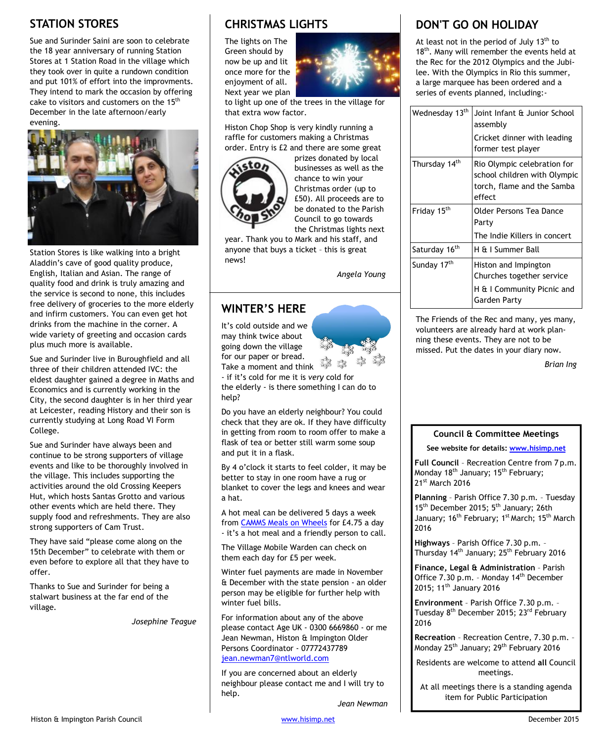## STATION STORES

Sue and Surinder Saini are soon to celebrate the 18 year anniversary of running Station Stores at 1 Station Road in the village which they took over in quite a rundown condition and put 101% of effort into the improvments. They intend to mark the occasion by offering cake to visitors and customers on the 15th December in the late afternoon/early evening.

Station Stores is like walking into a bright Aladdin's cave of good quality produce, English, Italian and Asian. The range of quality food and drink is truly amazing and the service is second to none, this includes free delivery of groceries to the more elderly and infirm customers. You can even get hot drinks from the machine in the corner. A wide variety of greeting and occasion cards plus much more is available.

Sue and Surinder live in Buroughfield and all three of their children attended IVC: the eldest daughter gained a degree in Maths and Economics and is currently working in the City, the second daughter is in her third year at Leicester, reading History and their son is currently studying at Long Road VI Form College.

Sue and Surinder have always been and continue to be strong supporters of village events and like to be thoroughly involved in the village. This includes supporting the activities around the old Crossing Keepers Hut, which hosts Santas Grotto and various other events which are held there. They supply food and refreshments. They are also strong supporters of Cam Trust.

They have said "please come along on the 15th December" to celebrate with them or even before to explore all that they have to offer.

Thanks to Sue and Surinder for being a stalwart business at the far end of the village.

*Josephine Teague*

## CHRISTMAS LIGHTS

The lights on The Green should by now be up and lit once more for the enjoyment of all. Next year we plan to light up one of the trees in the village for that extra wow factor.

Histon Chop Shop is very kindly running a raffle for customers making a Christmas order. Entry is £2 and there are some great prizes donated by local businesses as well as the chance to win your Christmas order (up to £50). All proceeds are to be donated to the Parish Council to go towards the Christmas lights next year. Thank you to Mark and his staff, and anyone that buys a ticket - this is great news!

*Angela Young*

## WINTER'S HERE

It's cold outside and we may think twice about going down the village for our paper or bread. Take a moment and think - if it's cold for me it is *very* cold for the elderly - is there something I can do to help?

Do you have an elderly neighbour? You could check that they are ok. If they have difficulty in getting from room to room offer to make a flask of tea or better still warm some soup and put it in a flask.

By 4 o'clock it starts to feel colder, it may be better to stay in one room have a rug or blanket to cover the legs and knees and wear a hat.

A hot meal can be delivered 5 days a week from CAMMS Meals on Wheels for £4.75 a day - it's a hot meal and a friendly person to call.

The Village Mobile Warden can check on them each day for £5 per week.

Winter fuel payments are made in November & December with the state pension - an older person may be eligible for further help with winter fuel bills.

For information about any of the above please contact Age UK - 0300 6669860 - or me Jean Newman, Histon & Impington Older Persons Coordinator - 07772437789 jean.newman7@ntlworld.com

If you are concerned about an elderly neighbour please contact me and I will try to help.

*Jean Newman*

## DON'T GO ON HOLIDAY

At least not in the period of July 13th to 18th. Many will remember the events held at the Rec for the 2012 Olympics and the Jubilee. With the Olympics in Rio this summer, a large marquee has been ordered and a series of events planned, including:-

| | |
|---|---|
| Wednesday 13th | Joint Infant & Junior School assembly<br>Cricket dinner with leading former test player |
| Thursday 14th | Rio Olympic celebration for school children with Olympic torch, flame and the Samba effect |
| Friday 15th | Older Persons Tea Dance Party<br>The Indie Killers in concert |
| Saturday 16th | H & I Summer Ball |
| Sunday 17th | Histon and Impington Churches together service<br>H & I Community Picnic and Garden Party |

The Friends of the Rec and many, yes many, volunteers are already hard at work planning these events. They are not to be missed. Put the dates in your diary now.

*Brian Ing*

### Council & Committee Meetings

**See website for details: www.hisimp.net**

**Full Council** – Recreation Centre from 7 p.m. Monday 18th January; 15th February; 21st March 2016

**Planning** – Parish Office 7.30 p.m. – Tuesday 15th December 2015; 5th January; 26th January; 16th February; 1st March; 15th March 2016

**Highways** – Parish Office 7.30 p.m. – Thursday 14th January; 25th February 2016

**Finance, Legal & Administration** – Parish Office 7.30 p.m. – Monday 14th December 2015; 11th January 2016

**Environment** – Parish Office 7.30 p.m. – Tuesday 8th December 2015; 23rd February 2016

**Recreation** – Recreation Centre, 7.30 p.m. – Monday 25th January; 29th February 2016

Residents are welcome to attend **all** Council meetings.

At all meetings there is a standing agenda item for Public Participation